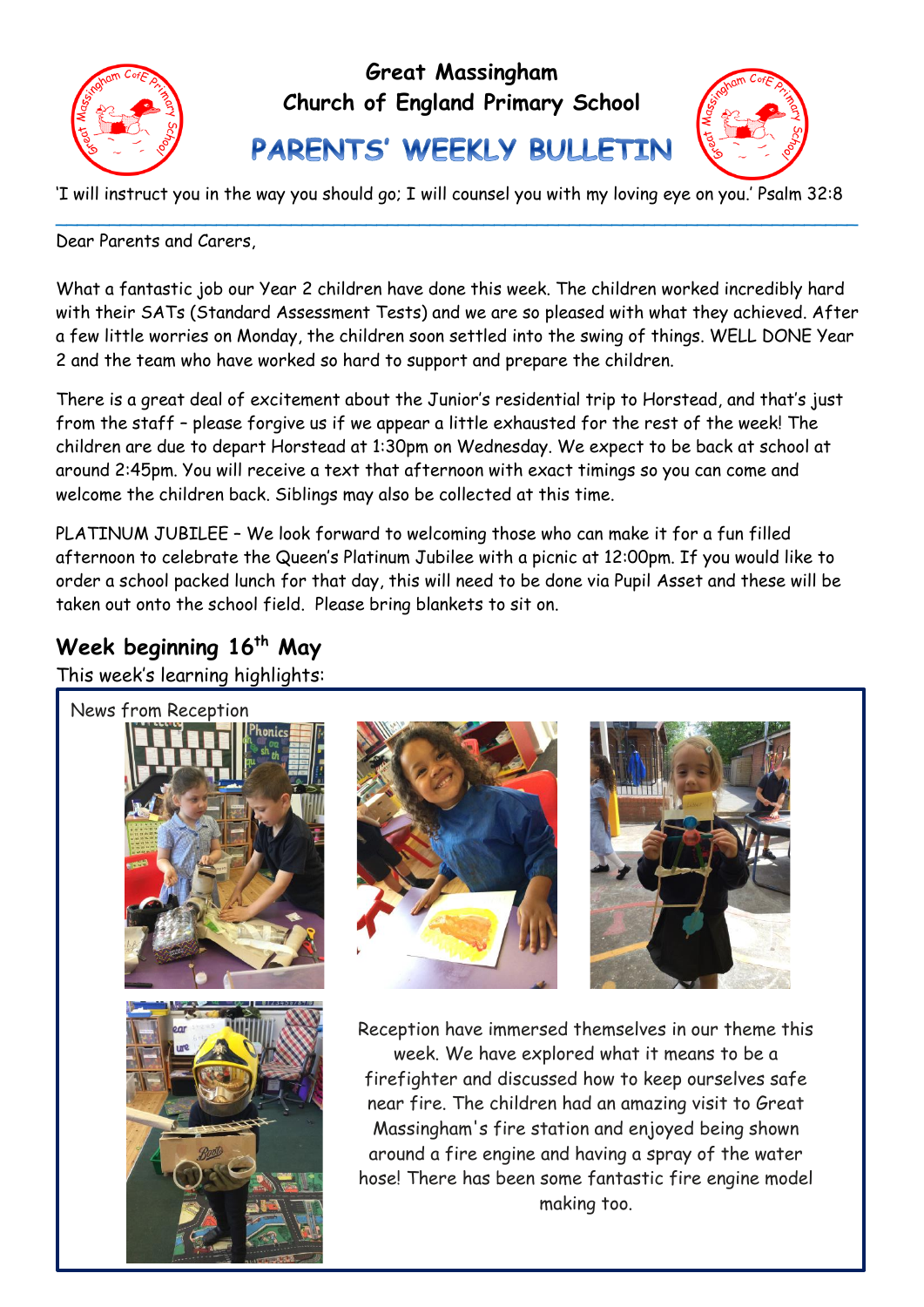# Great Massingham Church of England Primary School

## PARENTS' WEEKLY BULLETIN

'I will instruct you in the way you should go; I will counsel you with my loving eye on you.' Psalm 32:8

---

Dear Parents and Carers,

What a fantastic job our Year 2 children have done this week. The children worked incredibly hard with their SATs (Standard Assessment Tests) and we are so pleased with what they achieved. After a few little worries on Monday, the children soon settled into the swing of things. WELL DONE Year 2 and the team who have worked so hard to support and prepare the children.

There is a great deal of excitement about the Junior's residential trip to Horstead, and that's just from the staff – please forgive us if we appear a little exhausted for the rest of the week! The children are due to depart Horstead at 1:30pm on Wednesday. We expect to be back at school at around 2:45pm. You will receive a text that afternoon with exact timings so you can come and welcome the children back. Siblings may also be collected at this time.

PLATINUM JUBILEE – We look forward to welcoming those who can make it for a fun filled afternoon to celebrate the Queen's Platinum Jubilee with a picnic at 12:00pm. If you would like to order a school packed lunch for that day, this will need to be done via Pupil Asset and these will be taken out onto the school field. Please bring blankets to sit on.

## Week beginning 16th May

This week's learning highlights:

News from Reception

Reception have immersed themselves in our theme this week. We have explored what it means to be a firefighter and discussed how to keep ourselves safe near fire. The children had an amazing visit to Great Massingham's fire station and enjoyed being shown around a fire engine and having a spray of the water hose! There has been some fantastic fire engine model making too.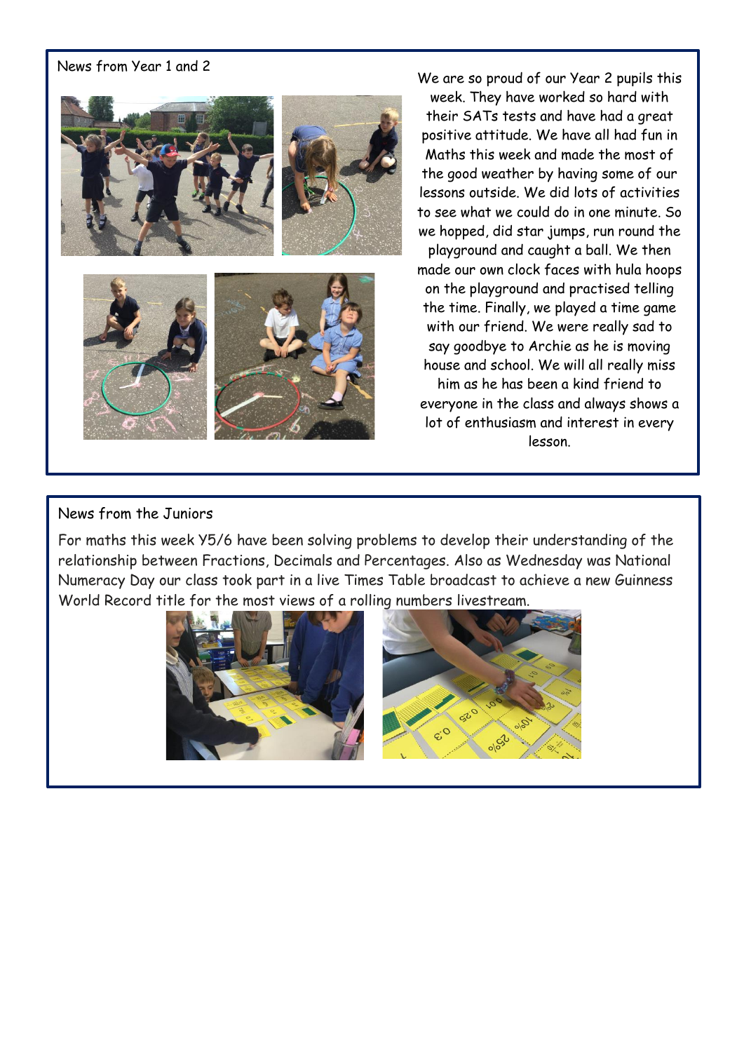## News from Year 1 and 2

We are so proud of our Year 2 pupils this week. They have worked so hard with their SATs tests and have had a great positive attitude. We have all had fun in Maths this week and made the most of the good weather by having some of our lessons outside. We did lots of activities to see what we could do in one minute. So we hopped, did star jumps, run round the playground and caught a ball. We then made our own clock faces with hula hoops on the playground and practised telling the time. Finally, we played a time game with our friend. We were really sad to say goodbye to Archie as he is moving house and school. We will all really miss him as he has been a kind friend to everyone in the class and always shows a lot of enthusiasm and interest in every lesson.

## News from the Juniors

For maths this week Y5/6 have been solving problems to develop their understanding of the relationship between Fractions, Decimals and Percentages. Also as Wednesday was National Numeracy Day our class took part in a live Times Table broadcast to achieve a new Guinness World Record title for the most views of a rolling numbers livestream.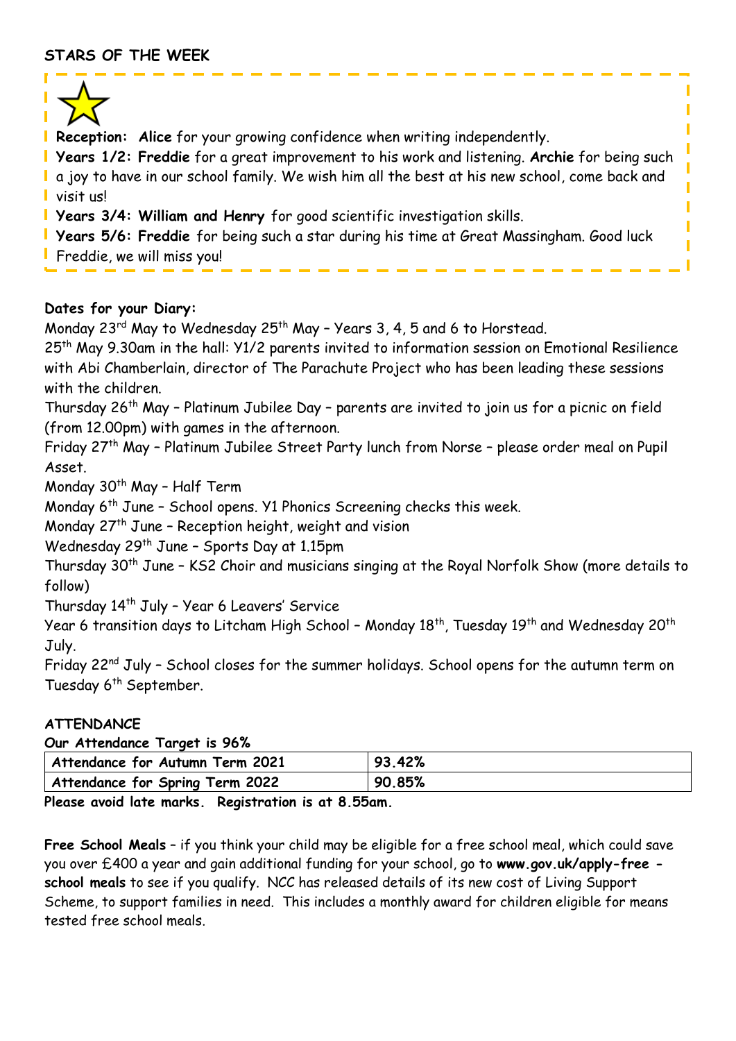## STARS OF THE WEEK

**Reception:** **Alice** for your growing confidence when writing independently.

**Years 1/2:** **Freddie** for a great improvement to his work and listening. **Archie** for being such a joy to have in our school family. We wish him all the best at his new school, come back and visit us!

**Years 3/4:** **William and Henry** for good scientific investigation skills.

**Years 5/6:** **Freddie** for being such a star during his time at Great Massingham. Good luck Freddie, we will miss you!

**Dates for your Diary:**

Monday 23rd May to Wednesday 25th May – Years 3, 4, 5 and 6 to Horstead.

25th May 9.30am in the hall: Y1/2 parents invited to information session on Emotional Resilience with Abi Chamberlain, director of The Parachute Project who has been leading these sessions with the children.

Thursday 26th May – Platinum Jubilee Day – parents are invited to join us for a picnic on field (from 12.00pm) with games in the afternoon.

Friday 27th May – Platinum Jubilee Street Party lunch from Norse – please order meal on Pupil Asset.

Monday 30th May – Half Term

Monday 6th June – School opens. Y1 Phonics Screening checks this week.

Monday 27th June – Reception height, weight and vision

Wednesday 29th June – Sports Day at 1.15pm

Thursday 30th June – KS2 Choir and musicians singing at the Royal Norfolk Show (more details to follow)

Thursday 14th July – Year 6 Leavers' Service

Year 6 transition days to Litcham High School – Monday 18th, Tuesday 19th and Wednesday 20th July.

Friday 22nd July – School closes for the summer holidays. School opens for the autumn term on Tuesday 6th September.

**ATTENDANCE**

**Our Attendance Target is 96%**

| Attendance for Autumn Term 2021 | 93.42% |
|---|---|
| Attendance for Spring Term 2022 | 90.85% |

**Please avoid late marks. Registration is at 8.55am.**

**Free School Meals** – if you think your child may be eligible for a free school meal, which could save you over £400 a year and gain additional funding for your school, go to **www.gov.uk/apply-free - school meals** to see if you qualify. NCC has released details of its new cost of Living Support Scheme, to support families in need. This includes a monthly award for children eligible for means tested free school meals.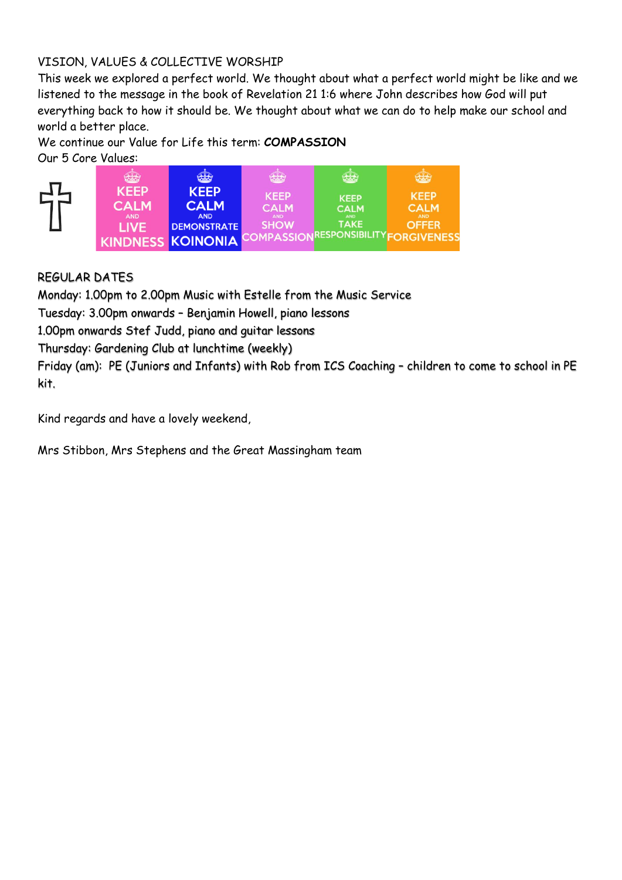VISION, VALUES & COLLECTIVE WORSHIP

This week we explored a perfect world. We thought about what a perfect world might be like and we listened to the message in the book of Revelation 21 1:6 where John describes how God will put everything back to how it should be. We thought about what we can do to help make our school and world a better place.

We continue our Value for Life this term: **COMPASSION**

Our 5 Core Values:

KEEP CALM AND LIVE KINDNESS

KEEP CALM AND DEMONSTRATE KOINONIA

KEEP CALM AND SHOW COMPASSION

KEEP CALM AND TAKE RESPONSIBILITY

KEEP CALM AND OFFER FORGIVENESS

REGULAR DATES

Monday: 1.00pm to 2.00pm Music with Estelle from the Music Service

Tuesday: 3.00pm onwards – Benjamin Howell, piano lessons

1.00pm onwards Stef Judd, piano and guitar lessons

Thursday: Gardening Club at lunchtime (weekly)

Friday (am): PE (Juniors and Infants) with Rob from ICS Coaching – children to come to school in PE kit.

Kind regards and have a lovely weekend,

Mrs Stibbon, Mrs Stephens and the Great Massingham team